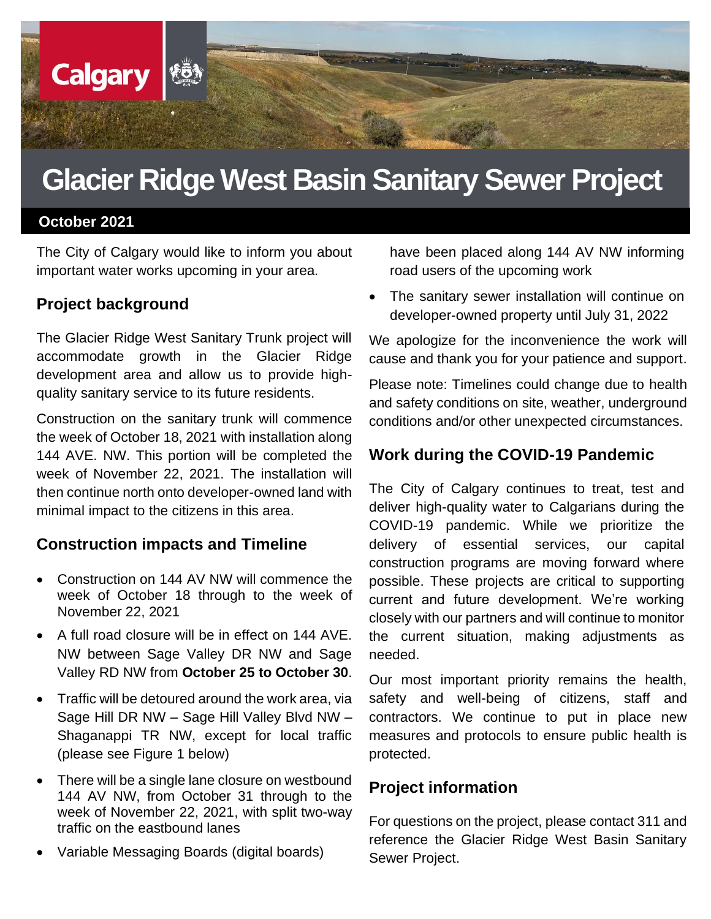Calgary

# Glacier Ridge West Basin Sanitary Sewer Project

**October 2021**

The City of Calgary would like to inform you about important water works upcoming in your area.

## Project background

The Glacier Ridge West Sanitary Trunk project will accommodate growth in the Glacier Ridge development area and allow us to provide high-quality sanitary service to its future residents.

Construction on the sanitary trunk will commence the week of October 18, 2021 with installation along 144 AVE. NW. This portion will be completed the week of November 22, 2021. The installation will then continue north onto developer-owned land with minimal impact to the citizens in this area.

## Construction impacts and Timeline

- Construction on 144 AV NW will commence the week of October 18 through to the week of November 22, 2021
- A full road closure will be in effect on 144 AVE. NW between Sage Valley DR NW and Sage Valley RD NW from **October 25 to October 30**.
- Traffic will be detoured around the work area, via Sage Hill DR NW – Sage Hill Valley Blvd NW – Shaganappi TR NW, except for local traffic (please see Figure 1 below)
- There will be a single lane closure on westbound 144 AV NW, from October 31 through to the week of November 22, 2021, with split two-way traffic on the eastbound lanes
- Variable Messaging Boards (digital boards) have been placed along 144 AV NW informing road users of the upcoming work
- The sanitary sewer installation will continue on developer-owned property until July 31, 2022

We apologize for the inconvenience the work will cause and thank you for your patience and support.

Please note: Timelines could change due to health and safety conditions on site, weather, underground conditions and/or other unexpected circumstances.

## Work during the COVID-19 Pandemic

The City of Calgary continues to treat, test and deliver high-quality water to Calgarians during the COVID-19 pandemic. While we prioritize the delivery of essential services, our capital construction programs are moving forward where possible. These projects are critical to supporting current and future development. We're working closely with our partners and will continue to monitor the current situation, making adjustments as needed.

Our most important priority remains the health, safety and well-being of citizens, staff and contractors. We continue to put in place new measures and protocols to ensure public health is protected.

## Project information

For questions on the project, please contact 311 and reference the Glacier Ridge West Basin Sanitary Sewer Project.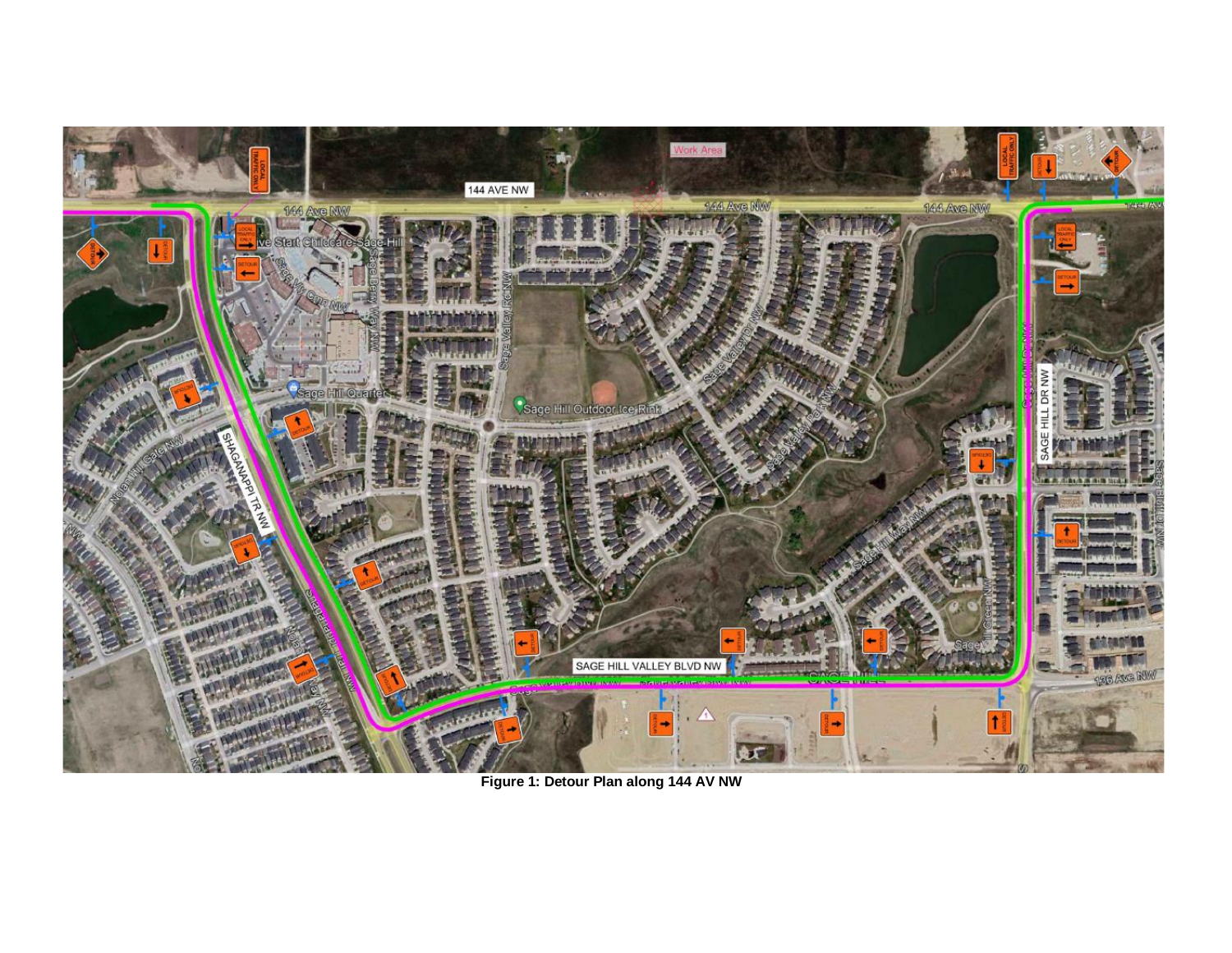Figure 1: Detour Plan along 144 AV NW